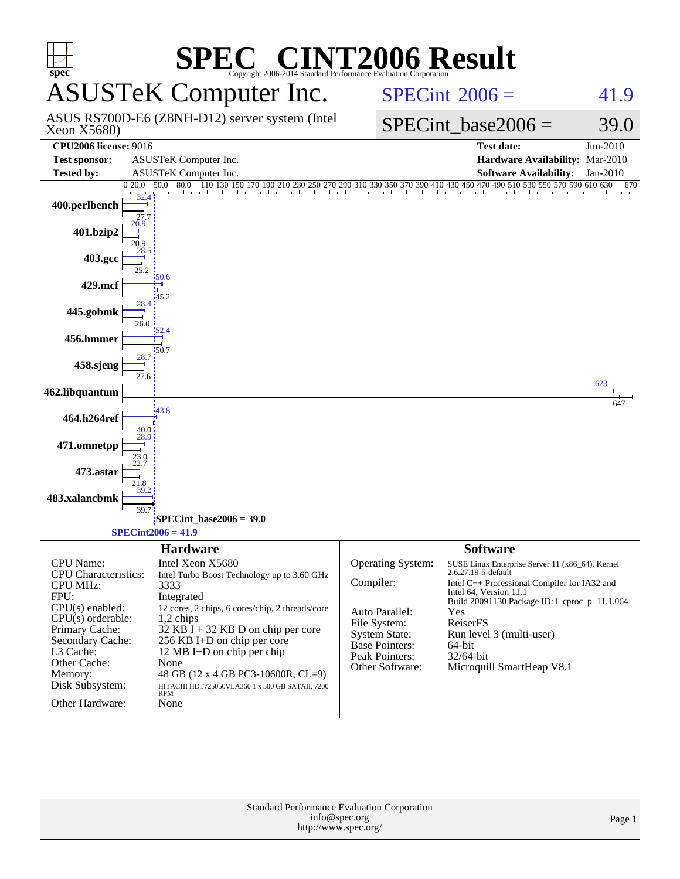# SPEC CINT2006 Result

Copyright 2006-2014 Standard Performance Evaluation Corporation

## ASUSTeK Computer Inc.

ASUS RS700D-E6 (Z8NH-D12) server system (Intel Xeon X5680)

SPECint 2006 = 41.9

SPECint_base2006 = 39.0

| | | | |
|---|---|---|---|
| **CPU2006 license:** 9016 | | **Test date:** | Jun-2010 |
| **Test sponsor:** | ASUSTeK Computer Inc. | **Hardware Availability:** | Mar-2010 |
| **Tested by:** | ASUSTeK Computer Inc. | **Software Availability:** | Jan-2010 |

| Benchmark | Peak | Base |
|---|---|---|
| 400.perlbench | 32.4 | 27.7 |
| 401.bzip2 | 20.9 | 20.9 |
| 403.gcc | 28.5 | 25.2 |
| 429.mcf | 50.6 | 45.2 |
| 445.gobmk | 28.4 | 26.0 |
| 456.hmmer | 52.4 | 50.7 |
| 458.sjeng | 28.7 | 27.6 |
| 462.libquantum | 623 | 647 |
| 464.h264ref | 43.8 | 40.0 |
| 471.omnetpp | 28.9 | 23.0 |
| 473.astar | 22.7 | 21.8 |
| 483.xalancbmk | 39.2 | 39.7 |

SPECint_base2006 = 39.0

SPECint2006 = 41.9

### Hardware

| | |
|---|---|
| CPU Name: | Intel Xeon X5680 |
| CPU Characteristics: | Intel Turbo Boost Technology up to 3.60 GHz |
| CPU MHz: | 3333 |
| FPU: | Integrated |
| CPU(s) enabled: | 12 cores, 2 chips, 6 cores/chip, 2 threads/core |
| CPU(s) orderable: | 1,2 chips |
| Primary Cache: | 32 KB I + 32 KB D on chip per core |
| Secondary Cache: | 256 KB I+D on chip per core |
| L3 Cache: | 12 MB I+D on chip per chip |
| Other Cache: | None |
| Memory: | 48 GB (12 x 4 GB PC3-10600R, CL=9) |
| Disk Subsystem: | HITACHI HDT725050VLA360 1 x 500 GB SATAII, 7200 RPM |
| Other Hardware: | None |

### Software

| | |
|---|---|
| Operating System: | SUSE Linux Enterprise Server 11 (x86_64), Kernel 2.6.27.19-5-default |
| Compiler: | Intel C++ Professional Compiler for IA32 and Intel 64, Version 11.1 Build 20091130 Package ID: l_cproc_p_11.1.064 |
| Auto Parallel: | Yes |
| File System: | ReiserFS |
| System State: | Run level 3 (multi-user) |
| Base Pointers: | 64-bit |
| Peak Pointers: | 32/64-bit |
| Other Software: | Microquill SmartHeap V8.1 |

Standard Performance Evaluation Corporation
info@spec.org
http://www.spec.org/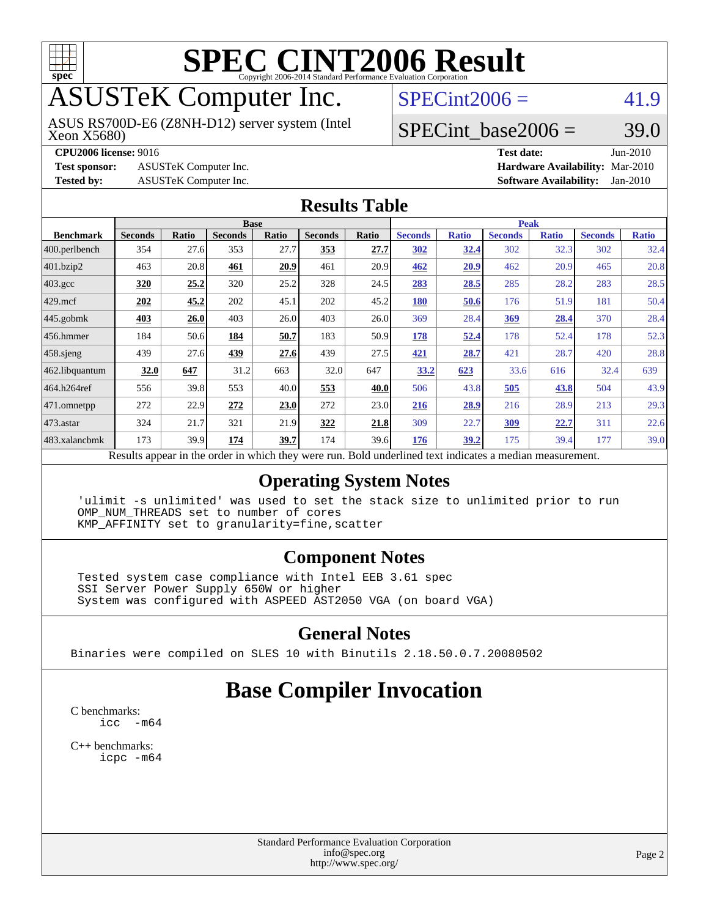# SPEC CINT2006 Result

Copyright 2006-2014 Standard Performance Evaluation Corporation

## ASUSTeK Computer Inc.

ASUS RS700D-E6 (Z8NH-D12) server system (Intel Xeon X5680)

SPECint2006 = 41.9

SPECint_base2006 = 39.0

**CPU2006 license:** 9016
**Test sponsor:** ASUSTeK Computer Inc.
**Tested by:** ASUSTeK Computer Inc.

**Test date:** Jun-2010
**Hardware Availability:** Mar-2010
**Software Availability:** Jan-2010

### Results Table

| Benchmark | Base | | | | | | Peak | | | | | |
|---|---|---|---|---|---|---|---|---|---|---|---|---|
| | Seconds | Ratio | Seconds | Ratio | Seconds | Ratio | Seconds | Ratio | Seconds | Ratio | Seconds | Ratio |
| 400.perlbench | 354 | 27.6 | 353 | 27.7 | **353** | **27.7** | **302** | **32.4** | 302 | 32.3 | 302 | 32.4 |
| 401.bzip2 | 463 | 20.8 | **461** | **20.9** | 461 | 20.9 | **462** | **20.9** | 462 | 20.9 | 465 | 20.8 |
| 403.gcc | **320** | **25.2** | 320 | 25.2 | 328 | 24.5 | **283** | **28.5** | 285 | 28.2 | 283 | 28.5 |
| 429.mcf | **202** | **45.2** | 202 | 45.1 | 202 | 45.2 | **180** | **50.6** | 176 | 51.9 | 181 | 50.4 |
| 445.gobmk | **403** | **26.0** | 403 | 26.0 | 403 | 26.0 | 369 | 28.4 | **369** | **28.4** | 370 | 28.4 |
| 456.hmmer | 184 | 50.6 | **184** | **50.7** | 183 | 50.9 | **178** | **52.4** | 178 | 52.4 | 178 | 52.3 |
| 458.sjeng | 439 | 27.6 | **439** | **27.6** | 439 | 27.5 | **421** | **28.7** | 421 | 28.7 | 420 | 28.8 |
| 462.libquantum | **32.0** | **647** | 31.2 | 663 | 32.0 | 647 | **33.2** | **623** | 33.6 | 616 | 32.4 | 639 |
| 464.h264ref | 556 | 39.8 | 553 | 40.0 | **553** | **40.0** | 506 | 43.8 | **505** | **43.8** | 504 | 43.9 |
| 471.omnetpp | 272 | 22.9 | **272** | **23.0** | 272 | 23.0 | **216** | **28.9** | 216 | 28.9 | 213 | 29.3 |
| 473.astar | 324 | 21.7 | 321 | 21.9 | **322** | **21.8** | 309 | 22.7 | **309** | **22.7** | 311 | 22.6 |
| 483.xalancbmk | 173 | 39.9 | **174** | **39.7** | 174 | 39.6 | **176** | **39.2** | 175 | 39.4 | 177 | 39.0 |

Results appear in the order in which they were run. Bold underlined text indicates a median measurement.

### Operating System Notes

```
'ulimit -s unlimited' was used to set the stack size to unlimited prior to run
OMP_NUM_THREADS set to number of cores
KMP_AFFINITY set to granularity=fine,scatter
```

### Component Notes

```
Tested system case compliance with Intel EEB 3.61 spec
SSI Server Power Supply 650W or higher
System was configured with ASPEED AST2050 VGA (on board VGA)
```

### General Notes

```
Binaries were compiled on SLES 10 with Binutils 2.18.50.0.7.20080502
```

## Base Compiler Invocation

C benchmarks:
```
icc  -m64
```

C++ benchmarks:
```
icpc -m64
```

Standard Performance Evaluation Corporation
info@spec.org
http://www.spec.org/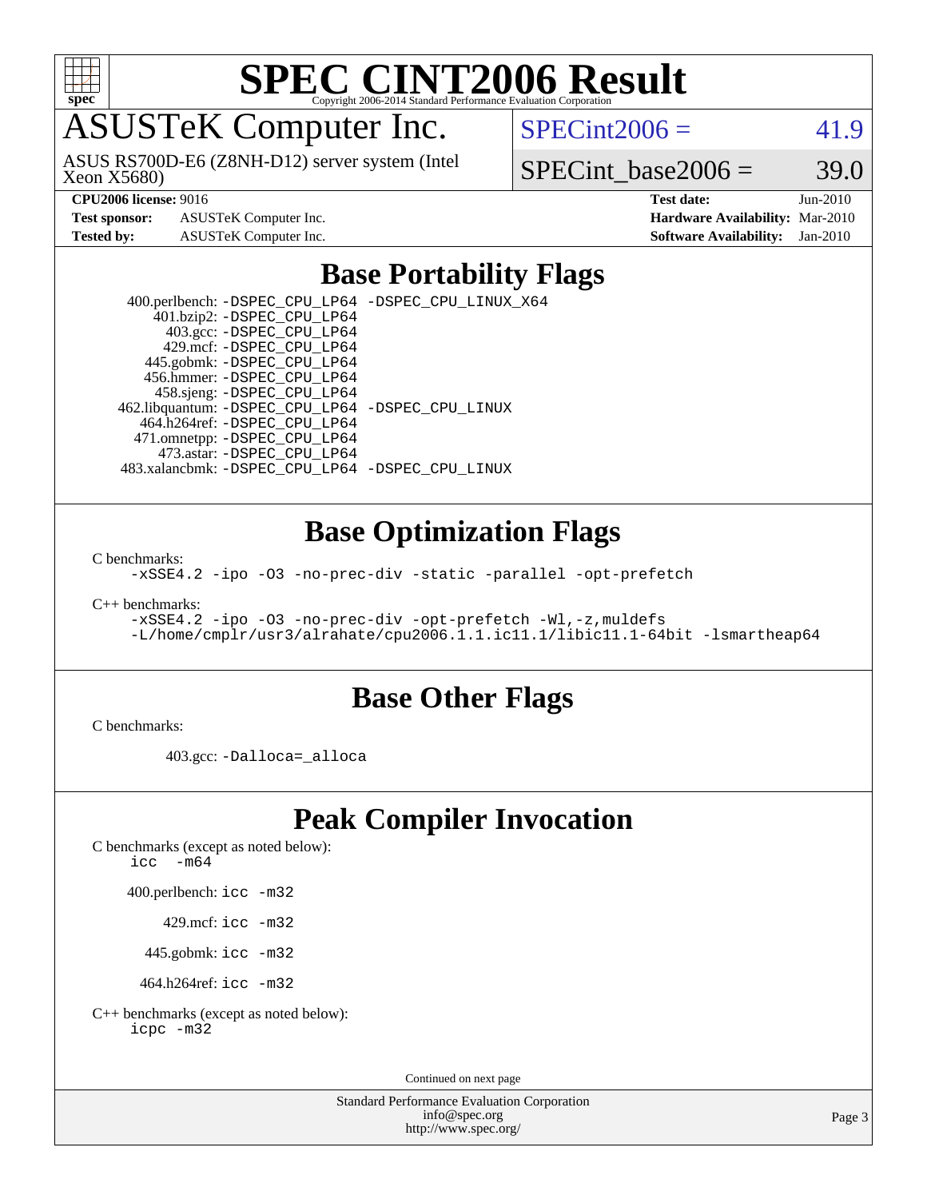# SPEC CINT2006 Result

Copyright 2006-2014 Standard Performance Evaluation Corporation

## ASUSTeK Computer Inc.

ASUS RS700D-E6 (Z8NH-D12) server system (Intel Xeon X5680)

SPECint2006 = 41.9

SPECint_base2006 = 39.0

**CPU2006 license:** 9016
**Test sponsor:** ASUSTeK Computer Inc.
**Tested by:** ASUSTeK Computer Inc.

**Test date:** Jun-2010
**Hardware Availability:** Mar-2010
**Software Availability:** Jan-2010

## Base Portability Flags

400.perlbench: -DSPEC_CPU_LP64 -DSPEC_CPU_LINUX_X64
401.bzip2: -DSPEC_CPU_LP64
403.gcc: -DSPEC_CPU_LP64
429.mcf: -DSPEC_CPU_LP64
445.gobmk: -DSPEC_CPU_LP64
456.hmmer: -DSPEC_CPU_LP64
458.sjeng: -DSPEC_CPU_LP64
462.libquantum: -DSPEC_CPU_LP64 -DSPEC_CPU_LINUX
464.h264ref: -DSPEC_CPU_LP64
471.omnetpp: -DSPEC_CPU_LP64
473.astar: -DSPEC_CPU_LP64
483.xalancbmk: -DSPEC_CPU_LP64 -DSPEC_CPU_LINUX

## Base Optimization Flags

C benchmarks:

```
-xSSE4.2 -ipo -O3 -no-prec-div -static -parallel -opt-prefetch
```

C++ benchmarks:

```
-xSSE4.2 -ipo -O3 -no-prec-div -opt-prefetch -Wl,-z,muldefs
-L/home/cmplr/usr3/alrahate/cpu2006.1.1.ic11.1/libic11.1-64bit -lsmartheap64
```

## Base Other Flags

C benchmarks:

403.gcc: -Dalloca=_alloca

## Peak Compiler Invocation

C benchmarks (except as noted below):
icc -m64

400.perlbench: icc -m32

429.mcf: icc -m32

445.gobmk: icc -m32

464.h264ref: icc -m32

C++ benchmarks (except as noted below):
icpc -m32

Continued on next page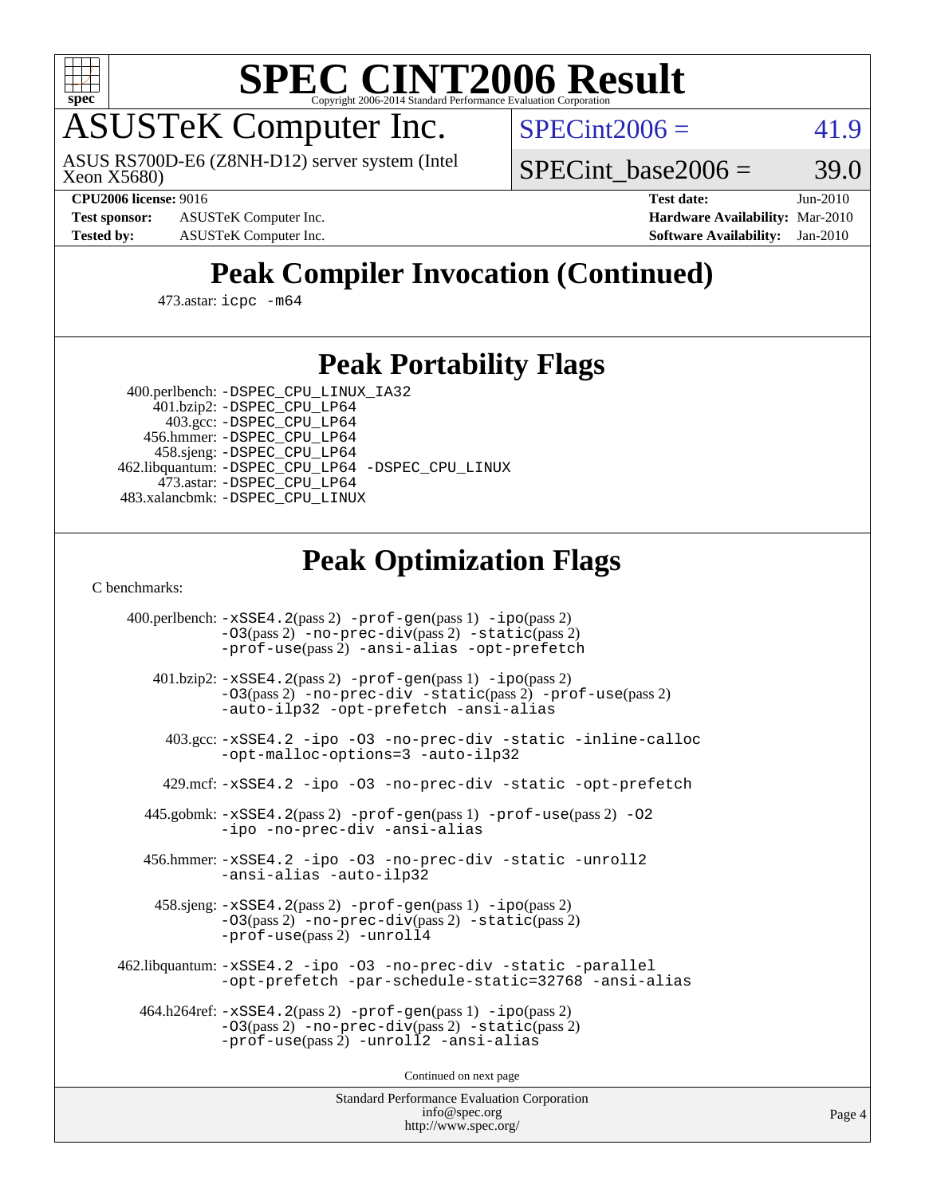# SPEC CINT2006 Result

## ASUSTeK Computer Inc.

ASUS RS700D-E6 (Z8NH-D12) server system (Intel Xeon X5680)

SPECint2006 = 41.9

SPECint_base2006 = 39.0

**CPU2006 license:** 9016
**Test sponsor:** ASUSTeK Computer Inc.
**Tested by:** ASUSTeK Computer Inc.
**Test date:** Jun-2010
**Hardware Availability:** Mar-2010
**Software Availability:** Jan-2010

## Peak Compiler Invocation (Continued)

473.astar: icpc -m64

## Peak Portability Flags

400.perlbench: -DSPEC_CPU_LINUX_IA32
401.bzip2: -DSPEC_CPU_LP64
403.gcc: -DSPEC_CPU_LP64
456.hmmer: -DSPEC_CPU_LP64
458.sjeng: -DSPEC_CPU_LP64
462.libquantum: -DSPEC_CPU_LP64 -DSPEC_CPU_LINUX
473.astar: -DSPEC_CPU_LP64
483.xalancbmk: -DSPEC_CPU_LINUX

## Peak Optimization Flags

C benchmarks:

400.perlbench: -xSSE4.2(pass 2) -prof-gen(pass 1) -ipo(pass 2) -O3(pass 2) -no-prec-div(pass 2) -static(pass 2) -prof-use(pass 2) -ansi-alias -opt-prefetch

401.bzip2: -xSSE4.2(pass 2) -prof-gen(pass 1) -ipo(pass 2) -O3(pass 2) -no-prec-div -static(pass 2) -prof-use(pass 2) -auto-ilp32 -opt-prefetch -ansi-alias

403.gcc: -xSSE4.2 -ipo -O3 -no-prec-div -static -inline-calloc -opt-malloc-options=3 -auto-ilp32

429.mcf: -xSSE4.2 -ipo -O3 -no-prec-div -static -opt-prefetch

445.gobmk: -xSSE4.2(pass 2) -prof-gen(pass 1) -prof-use(pass 2) -O2 -ipo -no-prec-div -ansi-alias

456.hmmer: -xSSE4.2 -ipo -O3 -no-prec-div -static -unroll2 -ansi-alias -auto-ilp32

458.sjeng: -xSSE4.2(pass 2) -prof-gen(pass 1) -ipo(pass 2) -O3(pass 2) -no-prec-div(pass 2) -static(pass 2) -prof-use(pass 2) -unroll4

462.libquantum: -xSSE4.2 -ipo -O3 -no-prec-div -static -parallel -opt-prefetch -par-schedule-static=32768 -ansi-alias

464.h264ref: -xSSE4.2(pass 2) -prof-gen(pass 1) -ipo(pass 2) -O3(pass 2) -no-prec-div(pass 2) -static(pass 2) -prof-use(pass 2) -unroll2 -ansi-alias

Continued on next page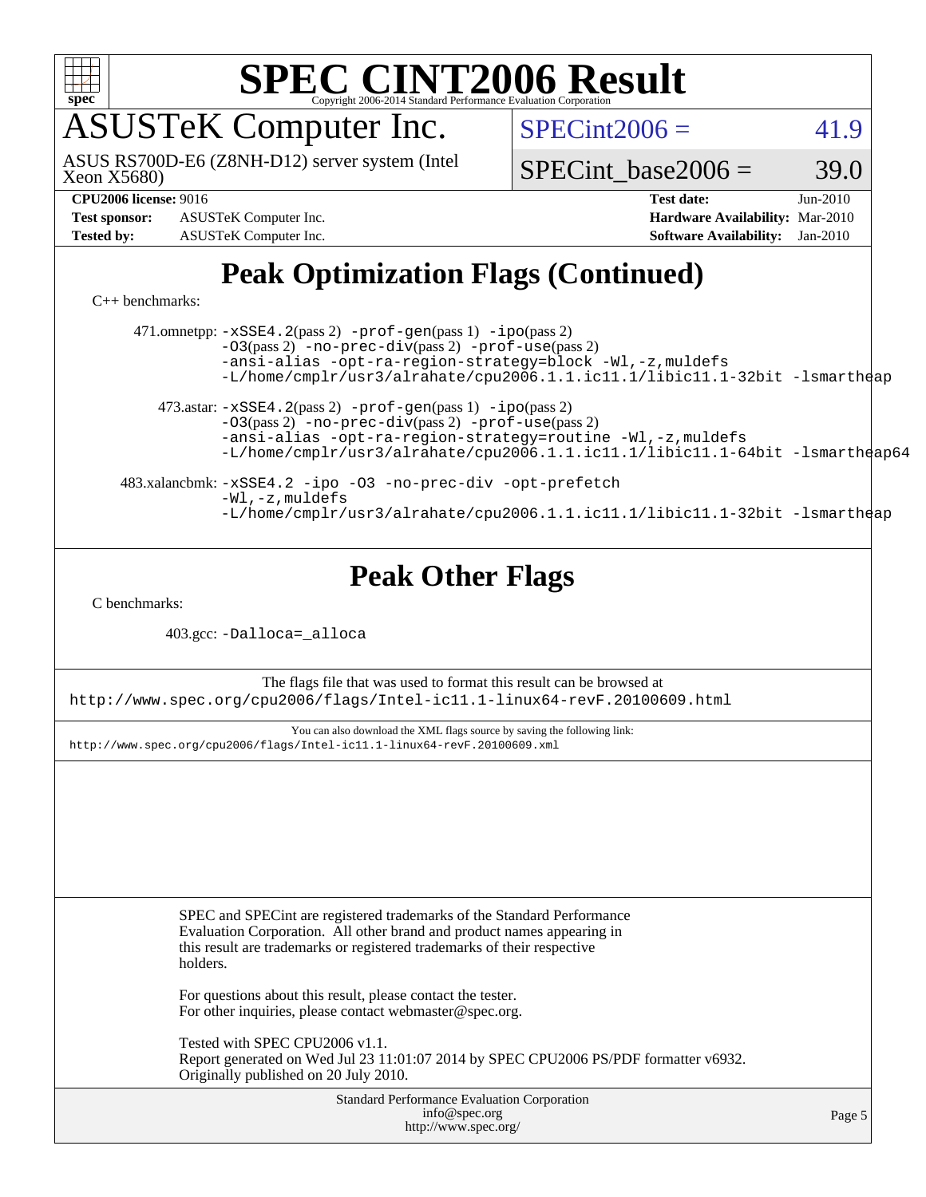# SPEC CINT2006 Result

Copyright 2006-2014 Standard Performance Evaluation Corporation

## ASUSTeK Computer Inc.

ASUS RS700D-E6 (Z8NH-D12) server system (Intel Xeon X5680)

SPECint2006 = 41.9

SPECint_base2006 = 39.0

**CPU2006 license:** 9016

**Test sponsor:** ASUSTeK Computer Inc.

**Tested by:** ASUSTeK Computer Inc.

**Test date:** Jun-2010

**Hardware Availability:** Mar-2010

**Software Availability:** Jan-2010

## Peak Optimization Flags (Continued)

C++ benchmarks:

471.omnetpp: -xSSE4.2(pass 2) -prof-gen(pass 1) -ipo(pass 2) -O3(pass 2) -no-prec-div(pass 2) -prof-use(pass 2) -ansi-alias -opt-ra-region-strategy=block -Wl,-z,muldefs -L/home/cmplr/usr3/alrahate/cpu2006.1.1.ic11.1/libic11.1-32bit -lsmartheap

473.astar: -xSSE4.2(pass 2) -prof-gen(pass 1) -ipo(pass 2) -O3(pass 2) -no-prec-div(pass 2) -prof-use(pass 2) -ansi-alias -opt-ra-region-strategy=routine -Wl,-z,muldefs -L/home/cmplr/usr3/alrahate/cpu2006.1.1.ic11.1/libic11.1-64bit -lsmartheap64

483.xalancbmk: -xSSE4.2 -ipo -O3 -no-prec-div -opt-prefetch -Wl,-z,muldefs -L/home/cmplr/usr3/alrahate/cpu2006.1.1.ic11.1/libic11.1-32bit -lsmartheap

## Peak Other Flags

C benchmarks:

403.gcc: -Dalloca=_alloca

The flags file that was used to format this result can be browsed at
http://www.spec.org/cpu2006/flags/Intel-ic11.1-linux64-revF.20100609.html

You can also download the XML flags source by saving the following link:
http://www.spec.org/cpu2006/flags/Intel-ic11.1-linux64-revF.20100609.xml

SPEC and SPECint are registered trademarks of the Standard Performance Evaluation Corporation. All other brand and product names appearing in this result are trademarks or registered trademarks of their respective holders.

For questions about this result, please contact the tester.
For other inquiries, please contact webmaster@spec.org.

Tested with SPEC CPU2006 v1.1.
Report generated on Wed Jul 23 11:01:07 2014 by SPEC CPU2006 PS/PDF formatter v6932.
Originally published on 20 July 2010.

Standard Performance Evaluation Corporation
info@spec.org
http://www.spec.org/